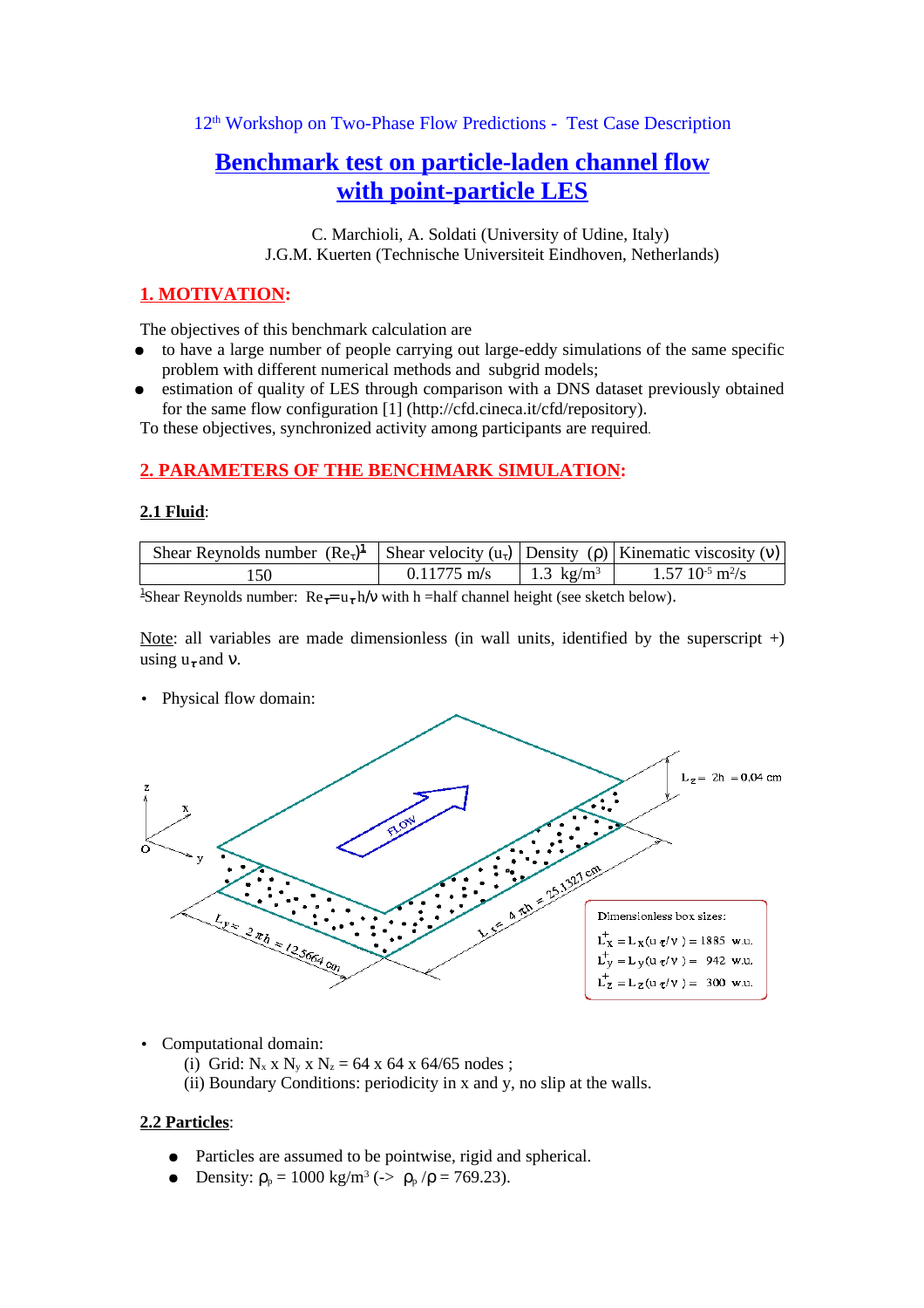12th Workshop on Two-Phase Flow Predictions - Test Case Description

# Benchmark test on particle-laden channel flow with point-particle LES

C. Marchioli, A. Soldati (University of Udine, Italy)
J.G.M. Kuerten (Technische Universiteit Eindhoven, Netherlands)

## 1. MOTIVATION:

The objectives of this benchmark calculation are

- to have a large number of people carrying out large-eddy simulations of the same specific problem with different numerical methods and subgrid models;
- estimation of quality of LES through comparison with a DNS dataset previously obtained for the same flow configuration [1] (http://cfd.cineca.it/cfd/repository).

To these objectives, synchronized activity among participants are required.

## 2. PARAMETERS OF THE BENCHMARK SIMULATION:

### 2.1 Fluid:

| Shear Reynolds number ($Re_\tau$)[1] | Shear velocity ($u_\tau$) | Density ($\rho$) | Kinematic viscosity ($\nu$) |
|---|---|---|---|
| 150 | 0.11775 m/s | 1.3 kg/m$^3$ | 1.57 $10^{-5}$ m$^2$/s |

[1]Shear Reynolds number: $Re_\tau = u_\tau h/\nu$ with h =half channel height (see sketch below).

Note: all variables are made dimensionless (in wall units, identified by the superscript +) using $u_\tau$ and $\nu$.

- Physical flow domain:

Dimensionless box sizes:
$L_x^+ = L_x(u_\tau/\nu) = 1885$ w.u.
$L_y^+ = L_y(u_\tau/\nu) = 942$ w.u.
$L_z^+ = L_z(u_\tau/\nu) = 300$ w.u.

$L_z = 2h = 0.04$ cm; $L_x = 4\pi h = 25.1327$ cm; $L_y = 2\pi h = 12.5664$ cm

- Computational domain:
  - (i) Grid: $N_x \times N_y \times N_z = 64 \times 64 \times 64/65$ nodes ;
  - (ii) Boundary Conditions: periodicity in x and y, no slip at the walls.

### 2.2 Particles:

- Particles are assumed to be pointwise, rigid and spherical.
- Density: $\rho_p = 1000$ kg/m$^3$ (-> $\rho_p/\rho = 769.23$).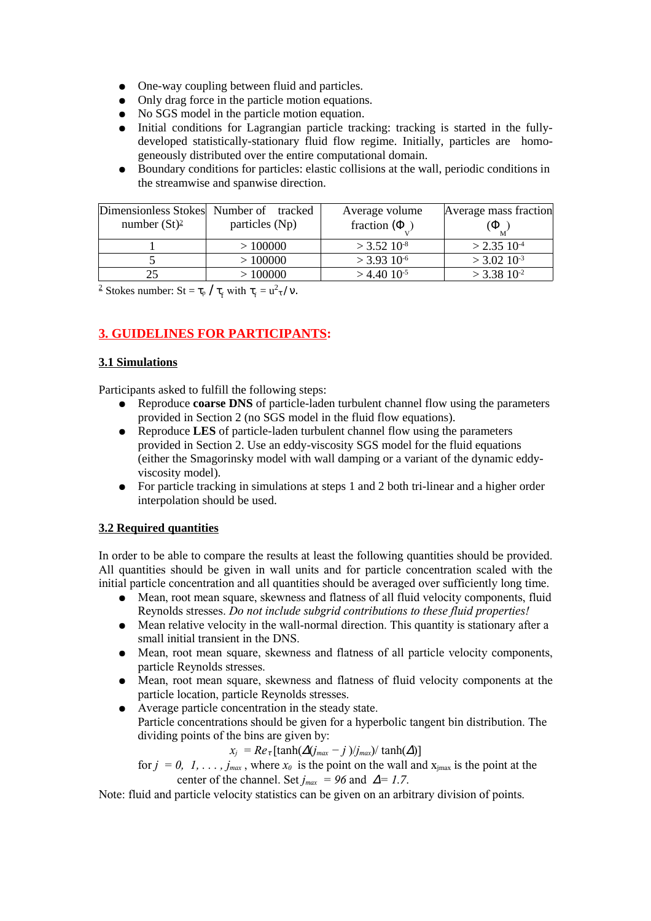- One-way coupling between fluid and particles.
- Only drag force in the particle motion equations.
- No SGS model in the particle motion equation.
- Initial conditions for Lagrangian particle tracking: tracking is started in the fully-developed statistically-stationary fluid flow regime. Initially, particles are homogeneously distributed over the entire computational domain.
- Boundary conditions for particles: elastic collisions at the wall, periodic conditions in the streamwise and spanwise direction.

| Dimensionless Stokes number (St)[2] | Number of tracked particles (Np) | Average volume fraction ($\Phi_V$) | Average mass fraction ($\Phi_M$) |
|---|---|---|---|
| 1 | > 100000 | > $3.52\ 10^{-8}$ | > $2.35\ 10^{-4}$ |
| 5 | > 100000 | > $3.93\ 10^{-6}$ | > $3.02\ 10^{-3}$ |
| 25 | > 100000 | > $4.40\ 10^{-5}$ | > $3.38\ 10^{-2}$ |

[2] Stokes number: $St = \tau_p / \tau_f$ with $\tau_f = u^2_\tau / \nu$.

## 3. GUIDELINES FOR PARTICIPANTS:

### 3.1 Simulations

Participants asked to fulfill the following steps:

- Reproduce **coarse DNS** of particle-laden turbulent channel flow using the parameters provided in Section 2 (no SGS model in the fluid flow equations).
- Reproduce **LES** of particle-laden turbulent channel flow using the parameters provided in Section 2. Use an eddy-viscosity SGS model for the fluid equations (either the Smagorinsky model with wall damping or a variant of the dynamic eddy-viscosity model).
- For particle tracking in simulations at steps 1 and 2 both tri-linear and a higher order interpolation should be used.

### 3.2 Required quantities

In order to be able to compare the results at least the following quantities should be provided. All quantities should be given in wall units and for particle concentration scaled with the initial particle concentration and all quantities should be averaged over sufficiently long time.

- Mean, root mean square, skewness and flatness of all fluid velocity components, fluid Reynolds stresses. *Do not include subgrid contributions to these fluid properties!*
- Mean relative velocity in the wall-normal direction. This quantity is stationary after a small initial transient in the DNS.
- Mean, root mean square, skewness and flatness of all particle velocity components, particle Reynolds stresses.
- Mean, root mean square, skewness and flatness of fluid velocity components at the particle location, particle Reynolds stresses.
- Average particle concentration in the steady state.
  Particle concentrations should be given for a hyperbolic tangent bin distribution. The dividing points of the bins are given by:

  $$x_j = Re_\tau [\tanh(\Delta (j_{max} - j)/j_{max}) / \tanh(\Delta)]$$

  for $j = 0, 1, \ldots, j_{max}$, where $x_0$ is the point on the wall and $x_{jmax}$ is the point at the center of the channel. Set $j_{max} = 96$ and $\Delta = 1.7$.

Note: fluid and particle velocity statistics can be given on an arbitrary division of points.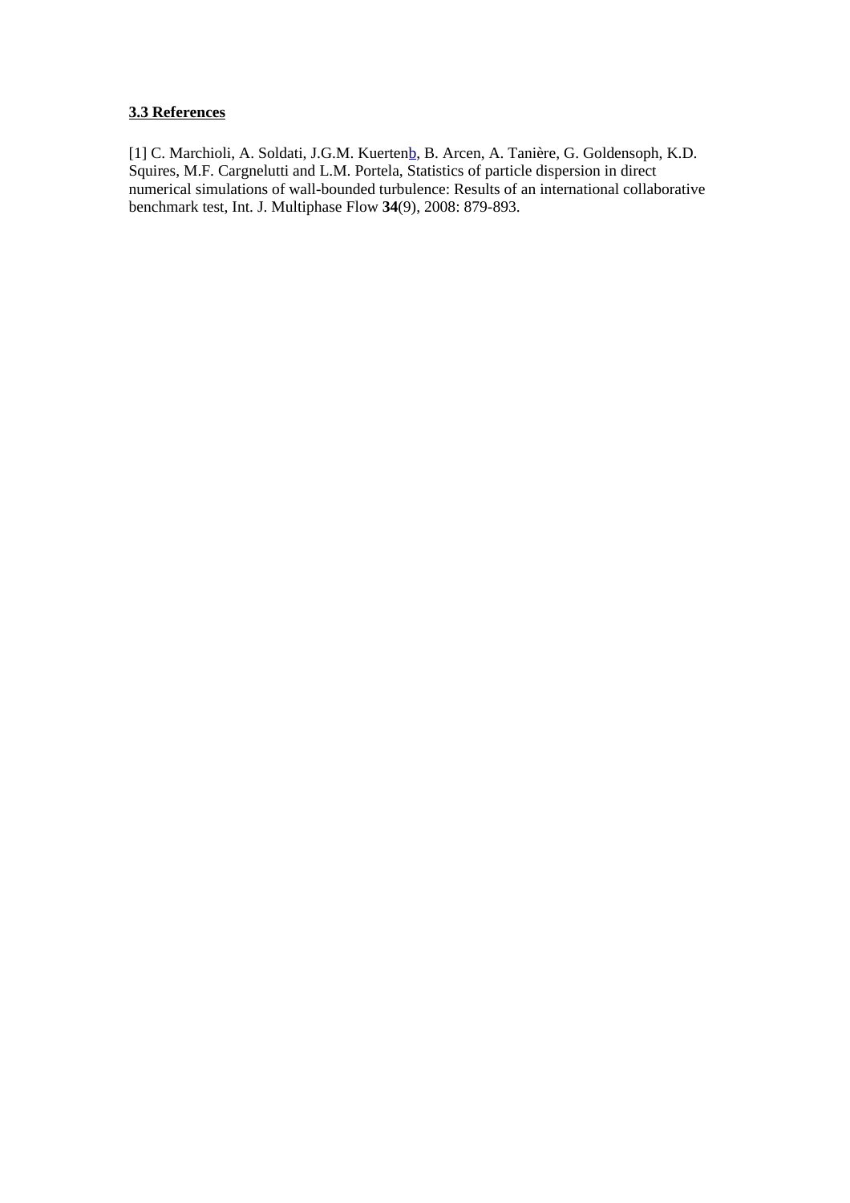### 3.3 References

[1] C. Marchioli, A. Soldati, J.G.M. Kuertenb, B. Arcen, A. Tanière, G. Goldensoph, K.D. Squires, M.F. Cargnelutti and L.M. Portela, Statistics of particle dispersion in direct numerical simulations of wall-bounded turbulence: Results of an international collaborative benchmark test, Int. J. Multiphase Flow **34**(9), 2008: 879-893.